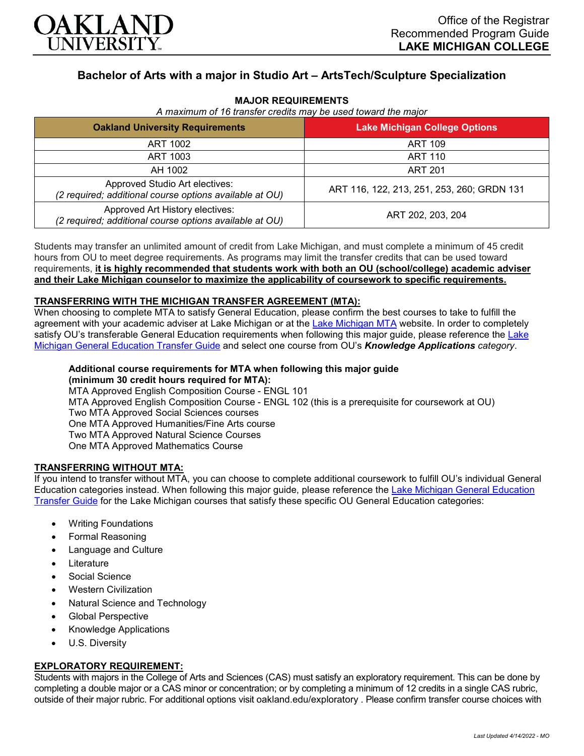# Bachelor of Arts with a major in Studio Art – ArtsTech/Sculpture Specialization

## MAJOR REQUIREMENTS

*A maximum of 16 transfer credits may be used toward the major*

| Oakland University Requirements | Lake Michigan College Options |
|---|---|
| ART 1002 | ART 109 |
| ART 1003 | ART 110 |
| AH 1002 | ART 201 |
| Approved Studio Art electives: *(2 required; additional course options available at OU)* | ART 116, 122, 213, 251, 253, 260; GRDN 131 |
| Approved Art History electives: *(2 required; additional course options available at OU)* | ART 202, 203, 204 |

Students may transfer an unlimited amount of credit from Lake Michigan, and must complete a minimum of 45 credit hours from OU to meet degree requirements. As programs may limit the transfer credits that can be used toward requirements, **it is highly recommended that students work with both an OU (school/college) academic adviser and their Lake Michigan counselor to maximize the applicability of coursework to specific requirements.**

### TRANSFERRING WITH THE MICHIGAN TRANSFER AGREEMENT (MTA):

When choosing to complete MTA to satisfy General Education, please confirm the best courses to take to fulfill the agreement with your academic adviser at Lake Michigan or at the Lake Michigan MTA website. In order to completely satisfy OU's transferable General Education requirements when following this major guide, please reference the Lake Michigan General Education Transfer Guide and select one course from OU's ***Knowledge Applications*** *category*.

**Additional course requirements for MTA when following this major guide (minimum 30 credit hours required for MTA):**
MTA Approved English Composition Course - ENGL 101
MTA Approved English Composition Course - ENGL 102 (this is a prerequisite for coursework at OU)
Two MTA Approved Social Sciences courses
One MTA Approved Humanities/Fine Arts course
Two MTA Approved Natural Science Courses
One MTA Approved Mathematics Course

### TRANSFERRING WITHOUT MTA:

If you intend to transfer without MTA, you can choose to complete additional coursework to fulfill OU's individual General Education categories instead. When following this major guide, please reference the Lake Michigan General Education Transfer Guide for the Lake Michigan courses that satisfy these specific OU General Education categories:

- Writing Foundations
- Formal Reasoning
- Language and Culture
- Literature
- Social Science
- Western Civilization
- Natural Science and Technology
- Global Perspective
- Knowledge Applications
- U.S. Diversity

### EXPLORATORY REQUIREMENT:

Students with majors in the College of Arts and Sciences (CAS) must satisfy an exploratory requirement. This can be done by completing a double major or a CAS minor or concentration; or by completing a minimum of 12 credits in a single CAS rubric, outside of their major rubric. For additional options visit oakland.edu/exploratory . Please confirm transfer course choices with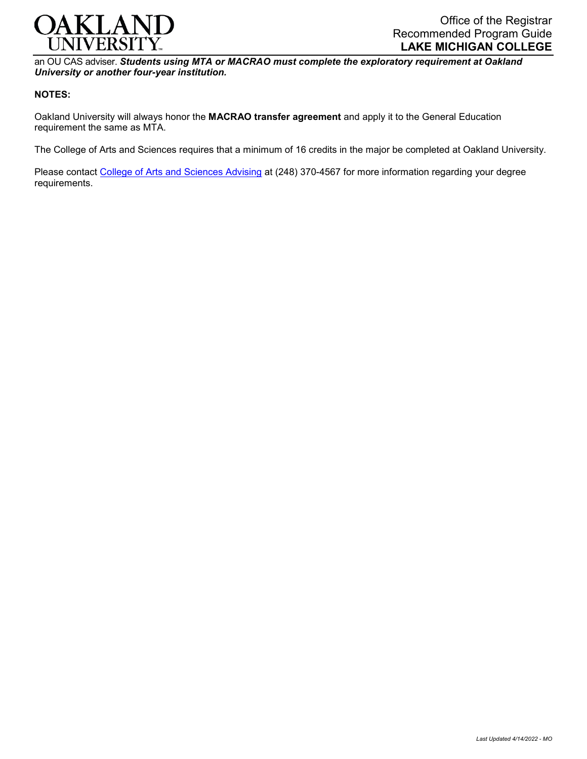an OU CAS adviser. ***Students using MTA or MACRAO must complete the exploratory requirement at Oakland University or another four-year institution.***

**NOTES:**

Oakland University will always honor the **MACRAO transfer agreement** and apply it to the General Education requirement the same as MTA.

The College of Arts and Sciences requires that a minimum of 16 credits in the major be completed at Oakland University.

Please contact College of Arts and Sciences Advising at (248) 370-4567 for more information regarding your degree requirements.

*Last Updated 4/14/2022 - MO*